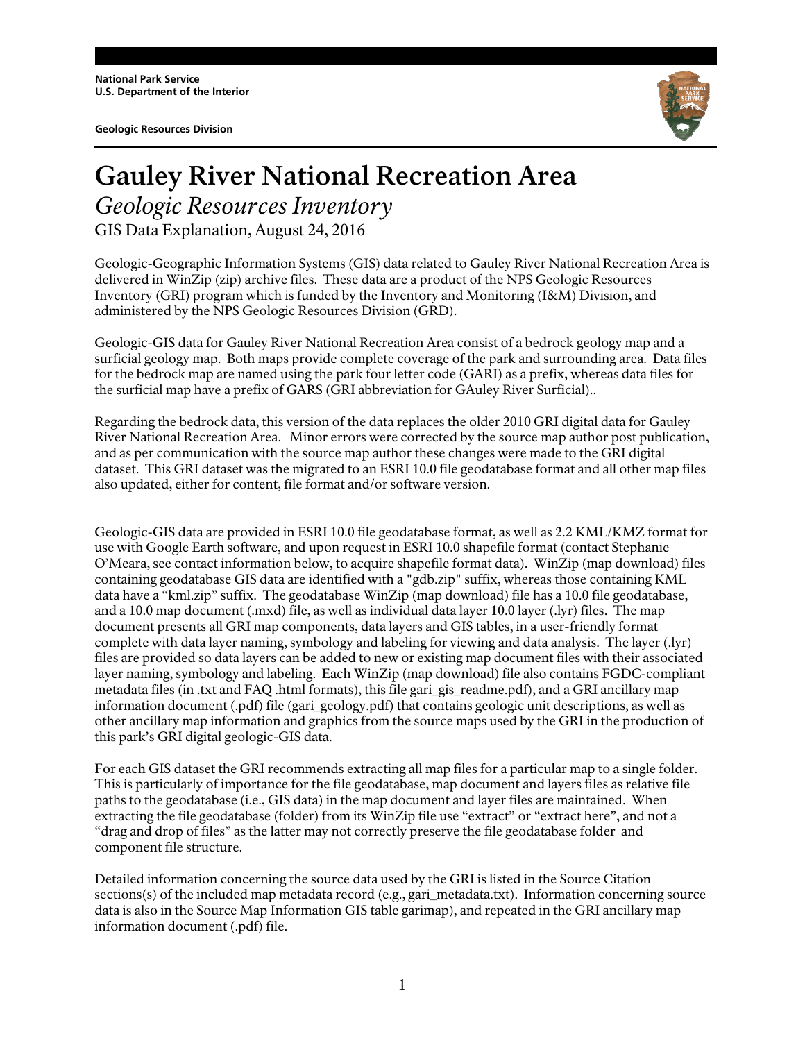National Park Service
U.S. Department of the Interior

Geologic Resources Division

# Gauley River National Recreation Area

## *Geologic Resources Inventory*

GIS Data Explanation, August 24, 2016

Geologic-Geographic Information Systems (GIS) data related to Gauley River National Recreation Area is delivered in WinZip (zip) archive files. These data are a product of the NPS Geologic Resources Inventory (GRI) program which is funded by the Inventory and Monitoring (I&M) Division, and administered by the NPS Geologic Resources Division (GRD).

Geologic-GIS data for Gauley River National Recreation Area consist of a bedrock geology map and a surficial geology map. Both maps provide complete coverage of the park and surrounding area. Data files for the bedrock map are named using the park four letter code (GARI) as a prefix, whereas data files for the surficial map have a prefix of GARS (GRI abbreviation for GAuley River Surficial)..

Regarding the bedrock data, this version of the data replaces the older 2010 GRI digital data for Gauley River National Recreation Area. Minor errors were corrected by the source map author post publication, and as per communication with the source map author these changes were made to the GRI digital dataset. This GRI dataset was the migrated to an ESRI 10.0 file geodatabase format and all other map files also updated, either for content, file format and/or software version.

Geologic-GIS data are provided in ESRI 10.0 file geodatabase format, as well as 2.2 KML/KMZ format for use with Google Earth software, and upon request in ESRI 10.0 shapefile format (contact Stephanie O'Meara, see contact information below, to acquire shapefile format data). WinZip (map download) files containing geodatabase GIS data are identified with a "gdb.zip" suffix, whereas those containing KML data have a "kml.zip" suffix. The geodatabase WinZip (map download) file has a 10.0 file geodatabase, and a 10.0 map document (.mxd) file, as well as individual data layer 10.0 layer (.lyr) files. The map document presents all GRI map components, data layers and GIS tables, in a user-friendly format complete with data layer naming, symbology and labeling for viewing and data analysis. The layer (.lyr) files are provided so data layers can be added to new or existing map document files with their associated layer naming, symbology and labeling. Each WinZip (map download) file also contains FGDC-compliant metadata files (in .txt and FAQ .html formats), this file gari_gis_readme.pdf), and a GRI ancillary map information document (.pdf) file (gari_geology.pdf) that contains geologic unit descriptions, as well as other ancillary map information and graphics from the source maps used by the GRI in the production of this park's GRI digital geologic-GIS data.

For each GIS dataset the GRI recommends extracting all map files for a particular map to a single folder. This is particularly of importance for the file geodatabase, map document and layers files as relative file paths to the geodatabase (i.e., GIS data) in the map document and layer files are maintained. When extracting the file geodatabase (folder) from its WinZip file use "extract" or "extract here", and not a "drag and drop of files" as the latter may not correctly preserve the file geodatabase folder and component file structure.

Detailed information concerning the source data used by the GRI is listed in the Source Citation sections(s) of the included map metadata record (e.g., gari_metadata.txt). Information concerning source data is also in the Source Map Information GIS table garimap), and repeated in the GRI ancillary map information document (.pdf) file.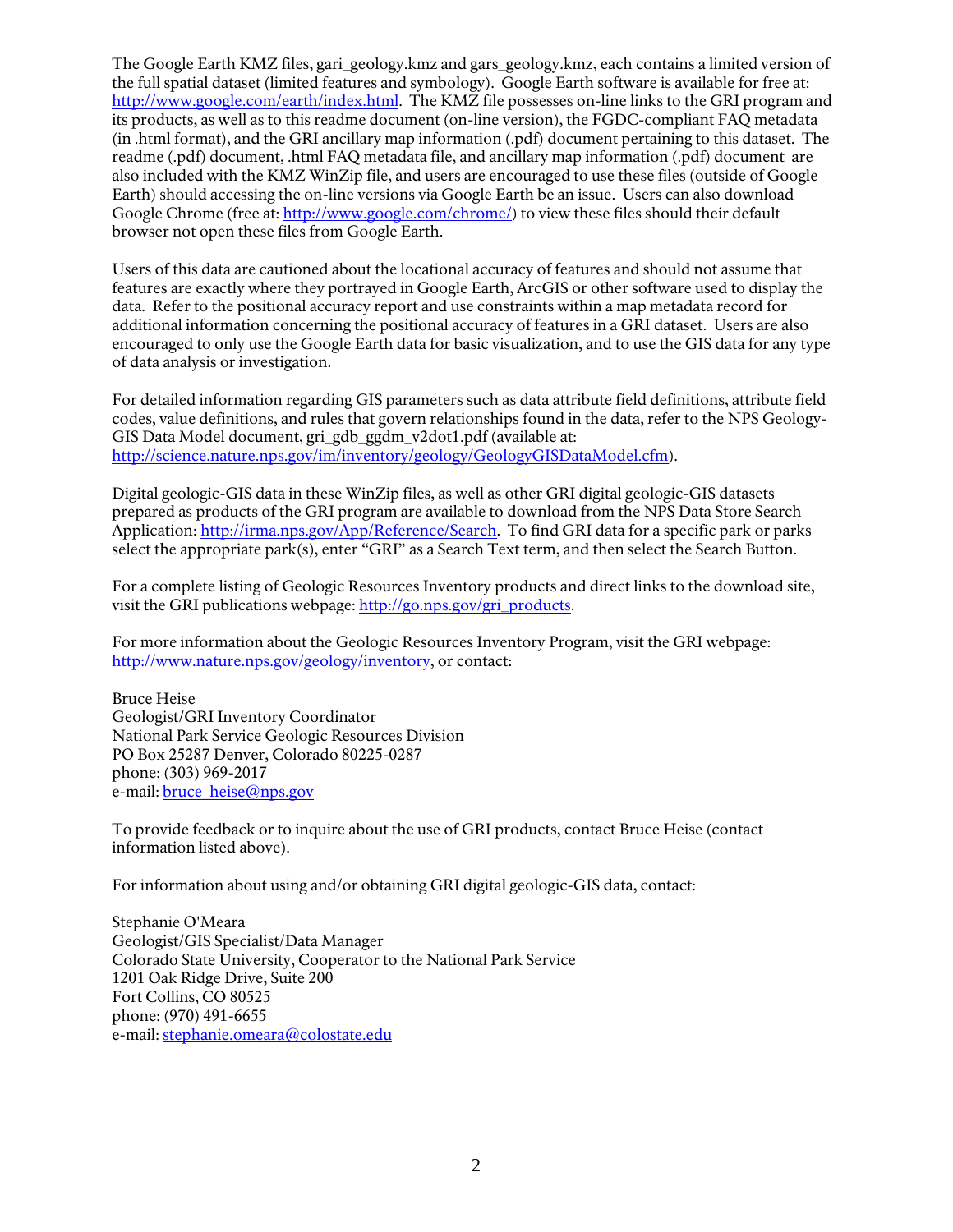The Google Earth KMZ files, gari_geology.kmz and gars_geology.kmz, each contains a limited version of the full spatial dataset (limited features and symbology). Google Earth software is available for free at: http://www.google.com/earth/index.html. The KMZ file possesses on-line links to the GRI program and its products, as well as to this readme document (on-line version), the FGDC-compliant FAQ metadata (in .html format), and the GRI ancillary map information (.pdf) document pertaining to this dataset. The readme (.pdf) document, .html FAQ metadata file, and ancillary map information (.pdf) document are also included with the KMZ WinZip file, and users are encouraged to use these files (outside of Google Earth) should accessing the on-line versions via Google Earth be an issue. Users can also download Google Chrome (free at: http://www.google.com/chrome/) to view these files should their default browser not open these files from Google Earth.

Users of this data are cautioned about the locational accuracy of features and should not assume that features are exactly where they portrayed in Google Earth, ArcGIS or other software used to display the data. Refer to the positional accuracy report and use constraints within a map metadata record for additional information concerning the positional accuracy of features in a GRI dataset. Users are also encouraged to only use the Google Earth data for basic visualization, and to use the GIS data for any type of data analysis or investigation.

For detailed information regarding GIS parameters such as data attribute field definitions, attribute field codes, value definitions, and rules that govern relationships found in the data, refer to the NPS Geology-GIS Data Model document, gri_gdb_ggdm_v2dot1.pdf (available at: http://science.nature.nps.gov/im/inventory/geology/GeologyGISDataModel.cfm).

Digital geologic-GIS data in these WinZip files, as well as other GRI digital geologic-GIS datasets prepared as products of the GRI program are available to download from the NPS Data Store Search Application: http://irma.nps.gov/App/Reference/Search. To find GRI data for a specific park or parks select the appropriate park(s), enter "GRI" as a Search Text term, and then select the Search Button.

For a complete listing of Geologic Resources Inventory products and direct links to the download site, visit the GRI publications webpage: http://go.nps.gov/gri_products.

For more information about the Geologic Resources Inventory Program, visit the GRI webpage: http://www.nature.nps.gov/geology/inventory, or contact:

Bruce Heise  
Geologist/GRI Inventory Coordinator  
National Park Service Geologic Resources Division  
PO Box 25287 Denver, Colorado 80225-0287  
phone: (303) 969-2017  
e-mail: bruce_heise@nps.gov

To provide feedback or to inquire about the use of GRI products, contact Bruce Heise (contact information listed above).

For information about using and/or obtaining GRI digital geologic-GIS data, contact:

Stephanie O'Meara  
Geologist/GIS Specialist/Data Manager  
Colorado State University, Cooperator to the National Park Service  
1201 Oak Ridge Drive, Suite 200  
Fort Collins, CO 80525  
phone: (970) 491-6655  
e-mail: stephanie.omeara@colostate.edu